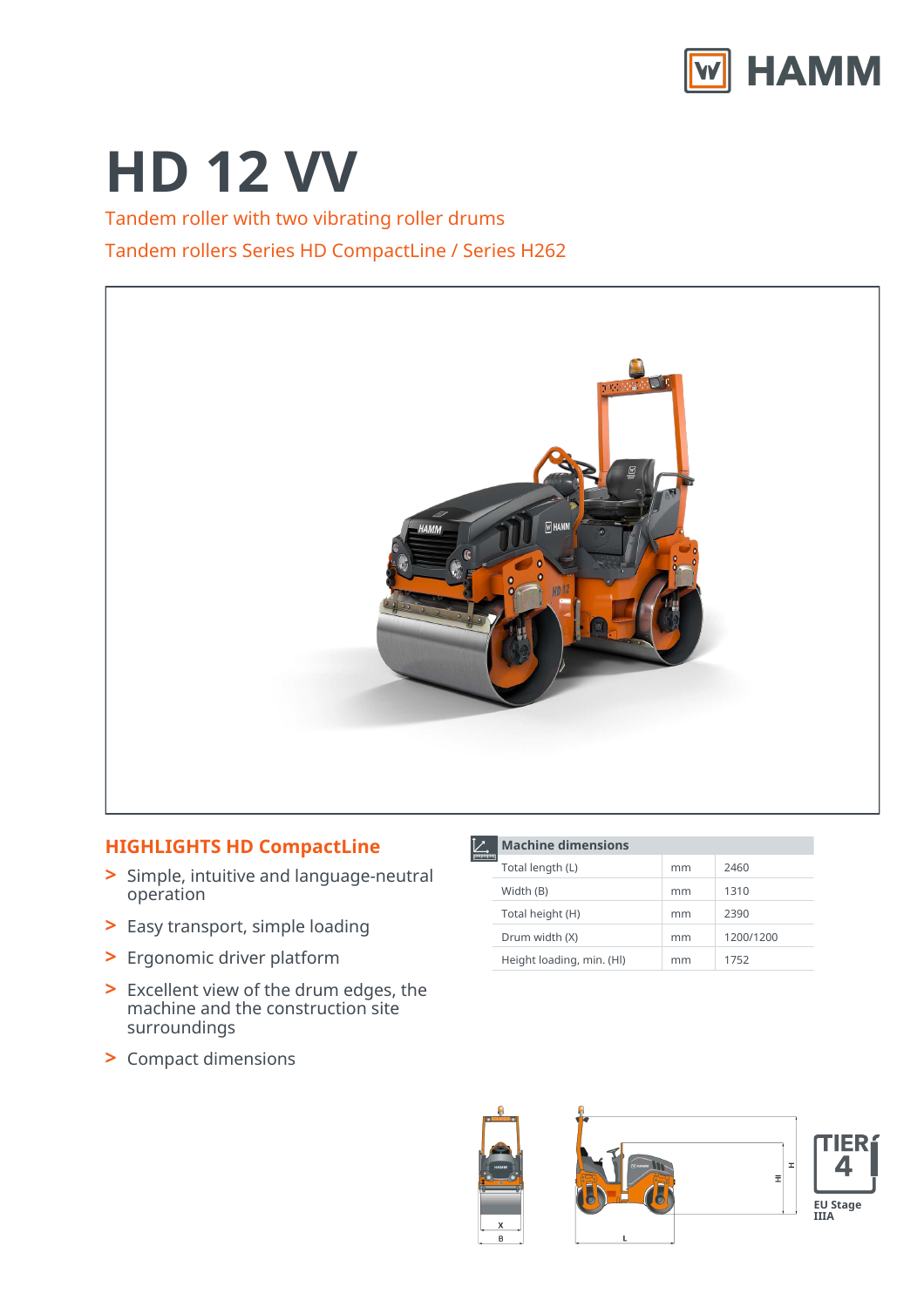# HD 12 VV

Tandem roller with two vibrating roller drums

Tandem rollers Series HD CompactLine / Series H262

## HIGHLIGHTS HD CompactLine

- Simple, intuitive and language-neutral operation
- Easy transport, simple loading
- Ergonomic driver platform
- Excellent view of the drum edges, the machine and the construction site surroundings
- Compact dimensions

| Machine dimensions | | |
|---|---|---|
| Total length (L) | mm | 2460 |
| Width (B) | mm | 1310 |
| Total height (H) | mm | 2390 |
| Drum width (X) | mm | 1200/1200 |
| Height loading, min. (Hl) | mm | 1752 |

TIER 4

EU Stage IIIA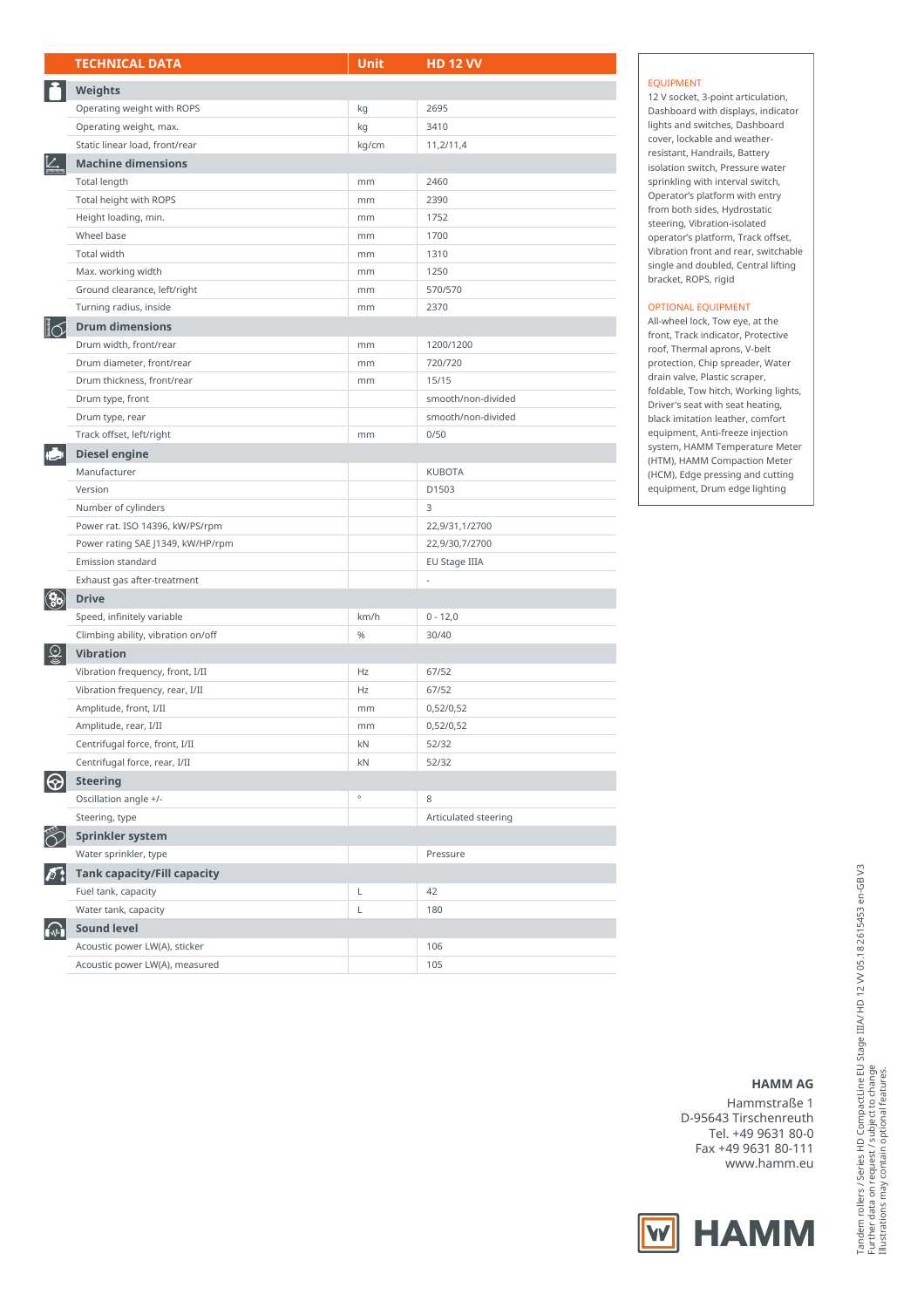| TECHNICAL DATA | Unit | HD 12 VV |
|---|---|---|
| **Weights** | | |
| Operating weight with ROPS | kg | 2695 |
| Operating weight, max. | kg | 3410 |
| Static linear load, front/rear | kg/cm | 11,2/11,4 |
| **Machine dimensions** | | |
| Total length | mm | 2460 |
| Total height with ROPS | mm | 2390 |
| Height loading, min. | mm | 1752 |
| Wheel base | mm | 1700 |
| Total width | mm | 1310 |
| Max. working width | mm | 1250 |
| Ground clearance, left/right | mm | 570/570 |
| Turning radius, inside | mm | 2370 |
| **Drum dimensions** | | |
| Drum width, front/rear | mm | 1200/1200 |
| Drum diameter, front/rear | mm | 720/720 |
| Drum thickness, front/rear | mm | 15/15 |
| Drum type, front | | smooth/non-divided |
| Drum type, rear | | smooth/non-divided |
| Track offset, left/right | mm | 0/50 |
| **Diesel engine** | | |
| Manufacturer | | KUBOTA |
| Version | | D1503 |
| Number of cylinders | | 3 |
| Power rat. ISO 14396, kW/PS/rpm | | 22,9/31,1/2700 |
| Power rating SAE J1349, kW/HP/rpm | | 22,9/30,7/2700 |
| Emission standard | | EU Stage IIIA |
| Exhaust gas after-treatment | | - |
| **Drive** | | |
| Speed, infinitely variable | km/h | 0 - 12,0 |
| Climbing ability, vibration on/off | % | 30/40 |
| **Vibration** | | |
| Vibration frequency, front, I/II | Hz | 67/52 |
| Vibration frequency, rear, I/II | Hz | 67/52 |
| Amplitude, front, I/II | mm | 0,52/0,52 |
| Amplitude, rear, I/II | mm | 0,52/0,52 |
| Centrifugal force, front, I/II | kN | 52/32 |
| Centrifugal force, rear, I/II | kN | 52/32 |
| **Steering** | | |
| Oscillation angle +/- | ° | 8 |
| Steering, type | | Articulated steering |
| **Sprinkler system** | | |
| Water sprinkler, type | | Pressure |
| **Tank capacity/Fill capacity** | | |
| Fuel tank, capacity | L | 42 |
| Water tank, capacity | L | 180 |
| **Sound level** | | |
| Acoustic power LW(A), sticker | | 106 |
| Acoustic power LW(A), measured | | 105 |

**EQUIPMENT**

12 V socket, 3-point articulation, Dashboard with displays, indicator lights and switches, Dashboard cover, lockable and weather-resistant, Handrails, Battery isolation switch, Pressure water sprinkling with interval switch, Operator's platform with entry from both sides, Hydrostatic steering, Vibration-isolated operator's platform, Track offset, Vibration front and rear, switchable single and doubled, Central lifting bracket, ROPS, rigid

**OPTIONAL EQUIPMENT**

All-wheel lock, Tow eye, at the front, Track indicator, Protective roof, Thermal aprons, V-belt protection, Chip spreader, Water drain valve, Plastic scraper, foldable, Tow hitch, Working lights, Driver's seat with seat heating, black imitation leather, comfort equipment, Anti-freeze injection system, HAMM Temperature Meter (HTM), HAMM Compaction Meter (HCM), Edge pressing and cutting equipment, Drum edge lighting

**HAMM AG**
Hammstraße 1
D-95643 Tirschenreuth
Tel. +49 9631 80-0
Fax +49 9631 80-111
www.hamm.eu

HAMM

Tandem rollers / Series HD CompactLine EU Stage IIIA/ HD 12 VV 05.18 2615453 en-GB V3
Further data on request / subject to change
Illustrations may contain optional features.